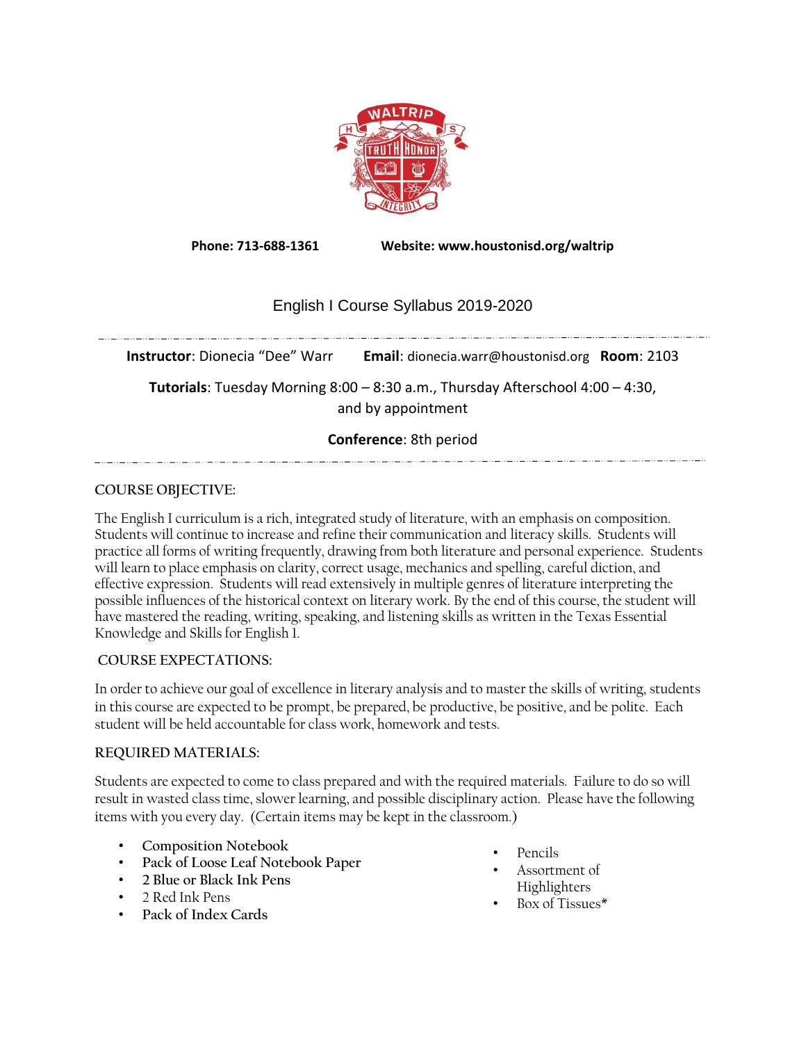**Phone: 713-688-1361** **Website: www.houstonisd.org/waltrip**

# English I Course Syllabus 2019-2020

---

**Instructor**: Dionecia "Dee" Warr **Email**: dionecia.warr@houstonisd.org **Room**: 2103

**Tutorials**: Tuesday Morning 8:00 – 8:30 a.m., Thursday Afterschool 4:00 – 4:30, and by appointment

**Conference**: 8th period

---

## COURSE OBJECTIVE:

The English I curriculum is a rich, integrated study of literature, with an emphasis on composition. Students will continue to increase and refine their communication and literacy skills. Students will practice all forms of writing frequently, drawing from both literature and personal experience. Students will learn to place emphasis on clarity, correct usage, mechanics and spelling, careful diction, and effective expression. Students will read extensively in multiple genres of literature interpreting the possible influences of the historical context on literary work. By the end of this course, the student will have mastered the reading, writing, speaking, and listening skills as written in the Texas Essential Knowledge and Skills for English 1.

## COURSE EXPECTATIONS:

In order to achieve our goal of excellence in literary analysis and to master the skills of writing, students in this course are expected to be prompt, be prepared, be productive, be positive, and be polite. Each student will be held accountable for class work, homework and tests.

## REQUIRED MATERIALS:

Students are expected to come to class prepared and with the required materials. Failure to do so will result in wasted class time, slower learning, and possible disciplinary action. Please have the following items with you every day. (Certain items may be kept in the classroom.)

- Composition Notebook
- Pack of Loose Leaf Notebook Paper
- 2 Blue or Black Ink Pens
- 2 Red Ink Pens
- Pack of Index Cards
- Pencils
- Assortment of Highlighters
- Box of Tissues*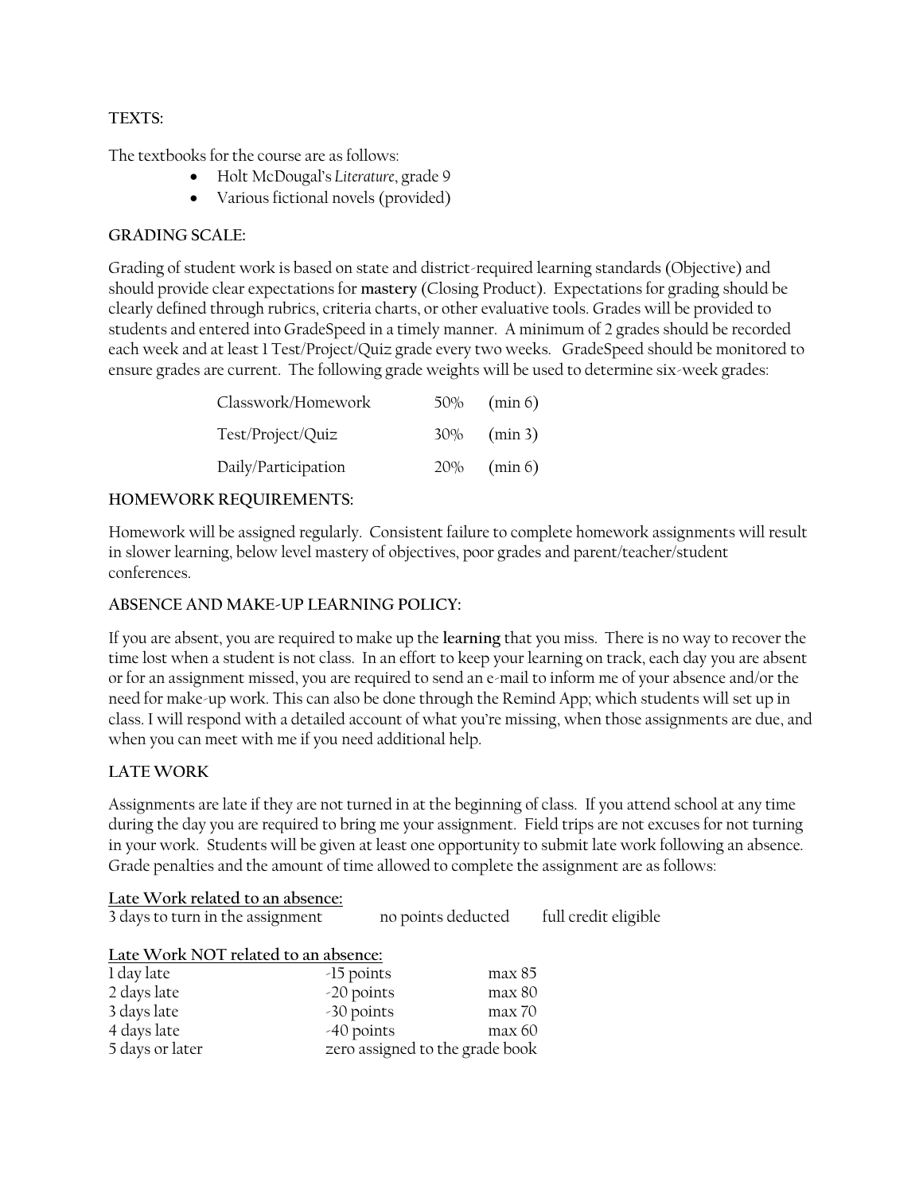**TEXTS:**

The textbooks for the course are as follows:

- Holt McDougal's *Literature*, grade 9
- Various fictional novels (provided)

**GRADING SCALE:**

Grading of student work is based on state and district-required learning standards (Objective) and should provide clear expectations for **mastery** (Closing Product). Expectations for grading should be clearly defined through rubrics, criteria charts, or other evaluative tools. Grades will be provided to students and entered into GradeSpeed in a timely manner. A minimum of 2 grades should be recorded each week and at least 1 Test/Project/Quiz grade every two weeks. GradeSpeed should be monitored to ensure grades are current. The following grade weights will be used to determine six-week grades:

| | | |
|---|---|---|
| Classwork/Homework | 50% | (min 6) |
| Test/Project/Quiz | 30% | (min 3) |
| Daily/Participation | 20% | (min 6) |

**HOMEWORK REQUIREMENTS:**

Homework will be assigned regularly. Consistent failure to complete homework assignments will result in slower learning, below level mastery of objectives, poor grades and parent/teacher/student conferences.

**ABSENCE AND MAKE-UP LEARNING POLICY:**

If you are absent, you are required to make up the **learning** that you miss. There is no way to recover the time lost when a student is not class. In an effort to keep your learning on track, each day you are absent or for an assignment missed, you are required to send an e-mail to inform me of your absence and/or the need for make-up work. This can also be done through the Remind App; which students will set up in class. I will respond with a detailed account of what you're missing, when those assignments are due, and when you can meet with me if you need additional help.

**LATE WORK**

Assignments are late if they are not turned in at the beginning of class. If you attend school at any time during the day you are required to bring me your assignment. Field trips are not excuses for not turning in your work. Students will be given at least one opportunity to submit late work following an absence. Grade penalties and the amount of time allowed to complete the assignment are as follows:

**Late Work related to an absence:**

| | | |
|---|---|---|
| 3 days to turn in the assignment | no points deducted | full credit eligible |

**Late Work NOT related to an absence:**

| | | |
|---|---|---|
| 1 day late | -15 points | max 85 |
| 2 days late | -20 points | max 80 |
| 3 days late | -30 points | max 70 |
| 4 days late | -40 points | max 60 |
| 5 days or later | zero assigned to the grade book | |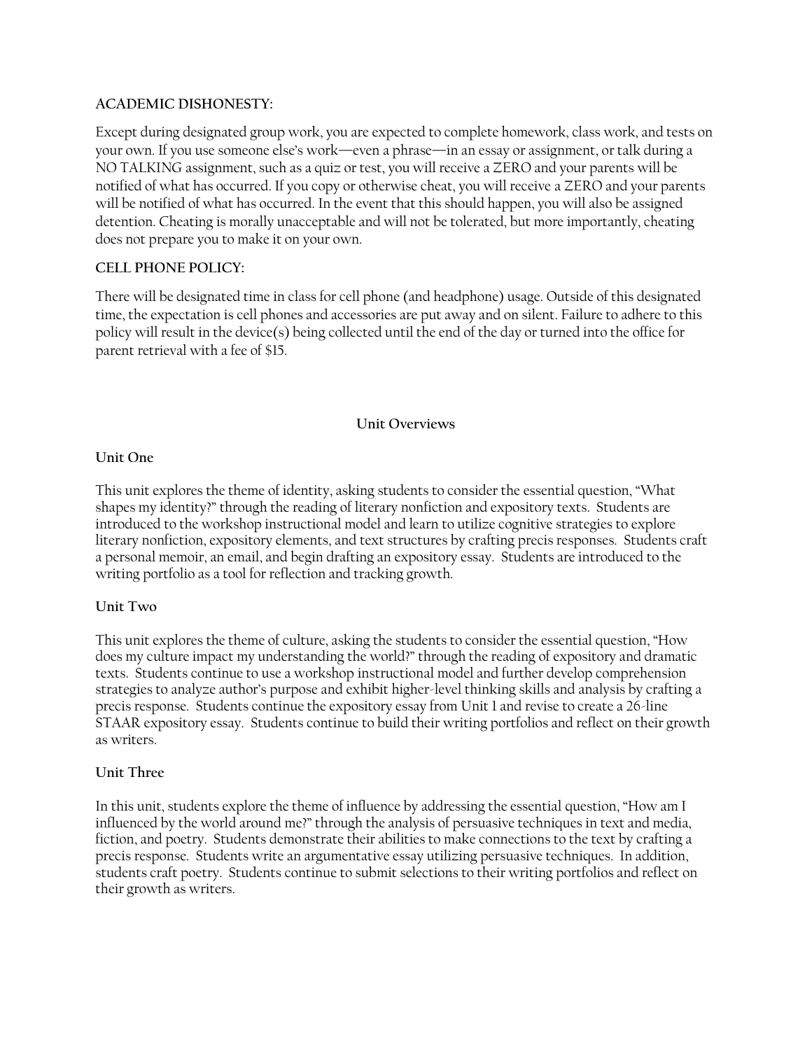**ACADEMIC DISHONESTY:**

Except during designated group work, you are expected to complete homework, class work, and tests on your own. If you use someone else's work—even a phrase—in an essay or assignment, or talk during a NO TALKING assignment, such as a quiz or test, you will receive a ZERO and your parents will be notified of what has occurred. If you copy or otherwise cheat, you will receive a ZERO and your parents will be notified of what has occurred. In the event that this should happen, you will also be assigned detention. Cheating is morally unacceptable and will not be tolerated, but more importantly, cheating does not prepare you to make it on your own.

**CELL PHONE POLICY:**

There will be designated time in class for cell phone (and headphone) usage. Outside of this designated time, the expectation is cell phones and accessories are put away and on silent. Failure to adhere to this policy will result in the device(s) being collected until the end of the day or turned into the office for parent retrieval with a fee of $15.

## Unit Overviews

### Unit One

This unit explores the theme of identity, asking students to consider the essential question, "What shapes my identity?" through the reading of literary nonfiction and expository texts. Students are introduced to the workshop instructional model and learn to utilize cognitive strategies to explore literary nonfiction, expository elements, and text structures by crafting precis responses. Students craft a personal memoir, an email, and begin drafting an expository essay. Students are introduced to the writing portfolio as a tool for reflection and tracking growth.

### Unit Two

This unit explores the theme of culture, asking the students to consider the essential question, "How does my culture impact my understanding the world?" through the reading of expository and dramatic texts. Students continue to use a workshop instructional model and further develop comprehension strategies to analyze author's purpose and exhibit higher-level thinking skills and analysis by crafting a precis response. Students continue the expository essay from Unit 1 and revise to create a 26-line STAAR expository essay. Students continue to build their writing portfolios and reflect on their growth as writers.

### Unit Three

In this unit, students explore the theme of influence by addressing the essential question, "How am I influenced by the world around me?" through the analysis of persuasive techniques in text and media, fiction, and poetry. Students demonstrate their abilities to make connections to the text by crafting a precis response. Students write an argumentative essay utilizing persuasive techniques. In addition, students craft poetry. Students continue to submit selections to their writing portfolios and reflect on their growth as writers.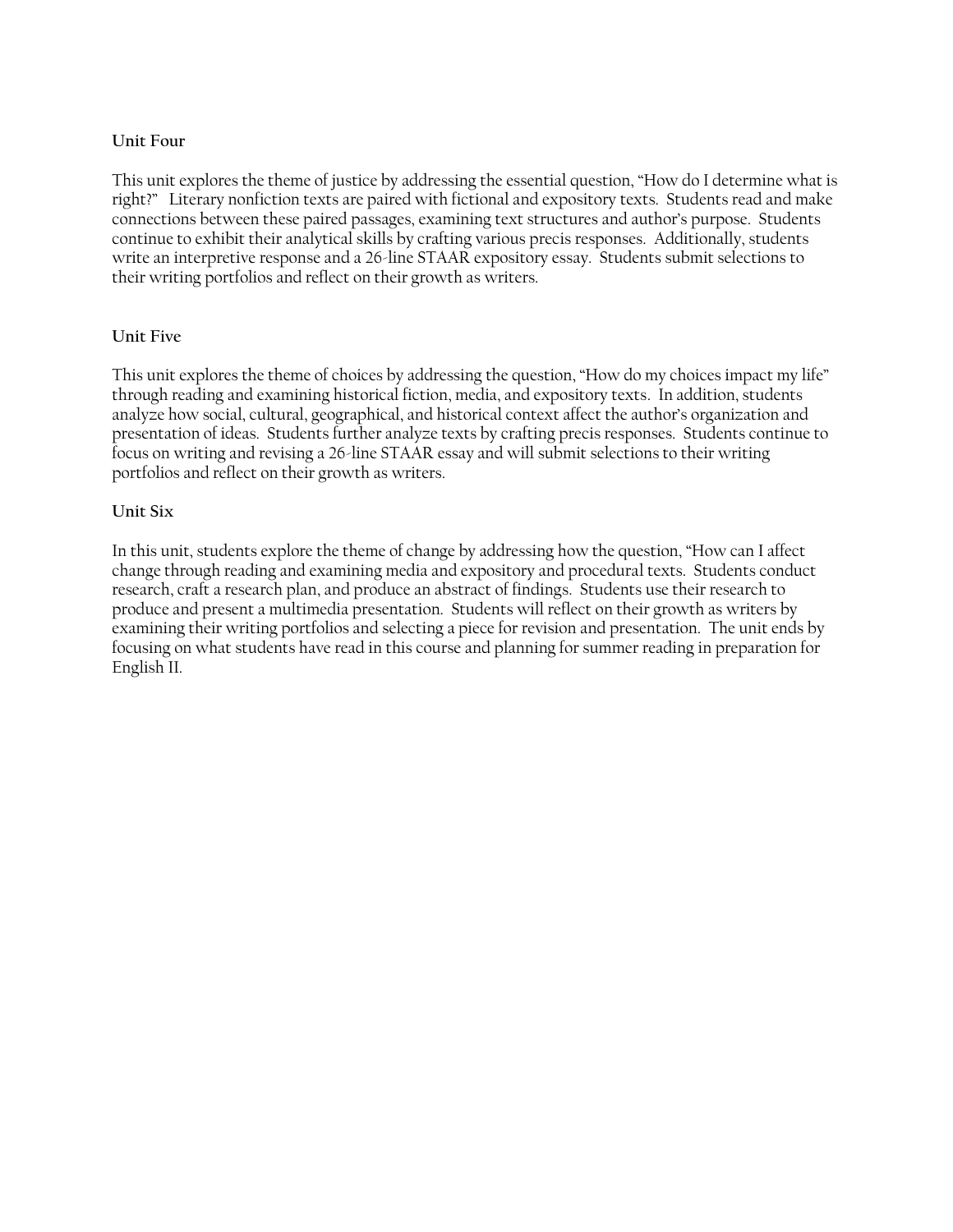### Unit Four

This unit explores the theme of justice by addressing the essential question, "How do I determine what is right?" Literary nonfiction texts are paired with fictional and expository texts. Students read and make connections between these paired passages, examining text structures and author's purpose. Students continue to exhibit their analytical skills by crafting various precis responses. Additionally, students write an interpretive response and a 26-line STAAR expository essay. Students submit selections to their writing portfolios and reflect on their growth as writers.

### Unit Five

This unit explores the theme of choices by addressing the question, "How do my choices impact my life" through reading and examining historical fiction, media, and expository texts. In addition, students analyze how social, cultural, geographical, and historical context affect the author's organization and presentation of ideas. Students further analyze texts by crafting precis responses. Students continue to focus on writing and revising a 26-line STAAR essay and will submit selections to their writing portfolios and reflect on their growth as writers.

### Unit Six

In this unit, students explore the theme of change by addressing how the question, "How can I affect change through reading and examining media and expository and procedural texts. Students conduct research, craft a research plan, and produce an abstract of findings. Students use their research to produce and present a multimedia presentation. Students will reflect on their growth as writers by examining their writing portfolios and selecting a piece for revision and presentation. The unit ends by focusing on what students have read in this course and planning for summer reading in preparation for English II.